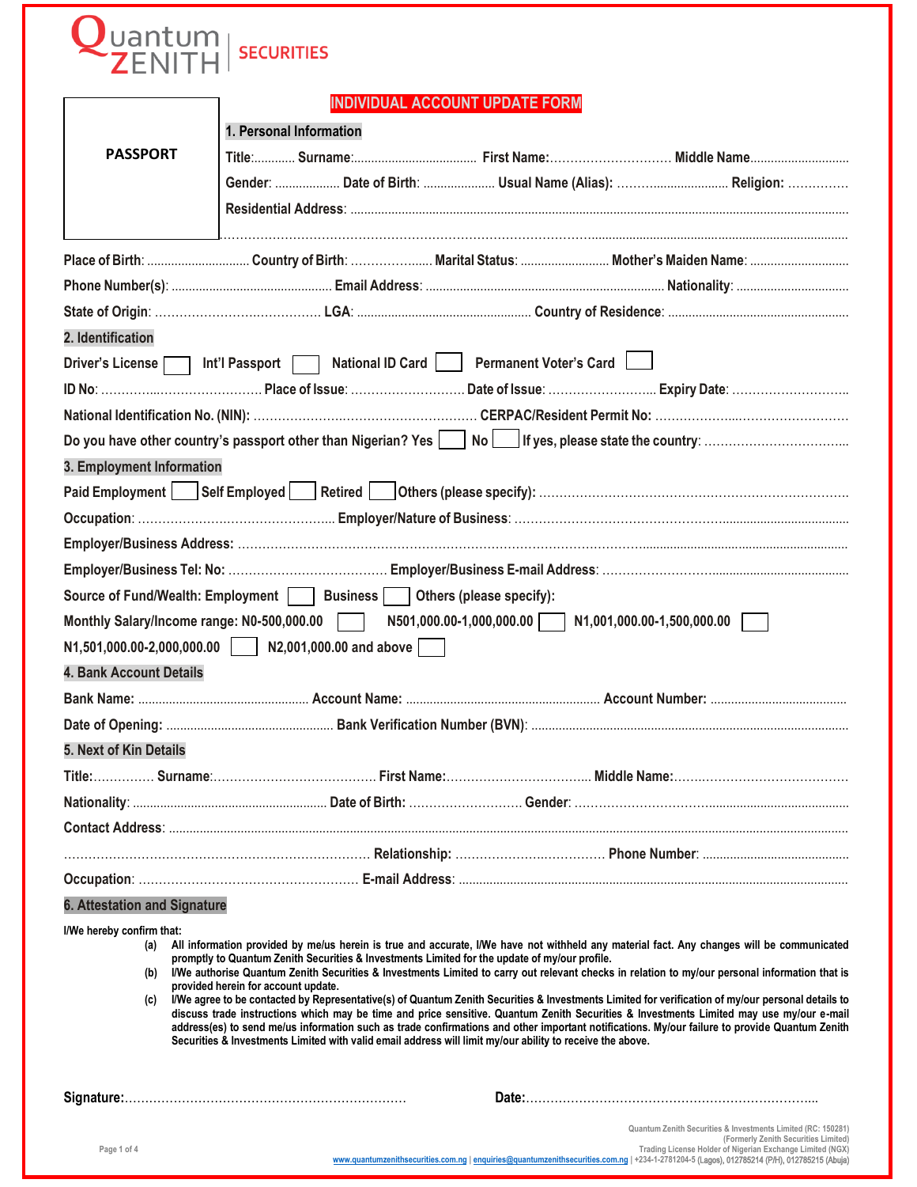Quantum ZENITH | SECURITIES

PASSPORT

# INDIVIDUAL ACCOUNT UPDATE FORM

## 1. Personal Information

Title:............ Surname:.................................... First Name:………………………. Middle Name............................

Gender: ................... Date of Birth: ..................... Usual Name (Alias): ………...................... Religion: ……………

Residential Address: ..........................................................................................................................................

…………………………………………………………………………………………………………………………

Place of Birth: .............................. Country of Birth: ………….…...... Marital Status: .......................... Mother's Maiden Name: ............................

Phone Number(s): ............................................... Email Address: ...................................................................... Nationality: ................................

State of Origin: …………………………………. LGA: .................................................. Country of Residence: ....................................................

## 2. Identification

Driver's License ☐ Int'l Passport ☐ National ID Card ☐ Permanent Voter's Card ☐

ID No: …………...……………………. Place of Issue: ……………………… Date of Issue: ……………………... Expiry Date: ………………………..

National Identification No. (NIN): …………………………………………………. CERPAC/Resident Permit No: ………………...……………………

Do you have other country's passport other than Nigerian? Yes ☐ No ☐ If yes, please state the country: ……………………………...

## 3. Employment Information

Paid Employment ☐ Self Employed ☐ Retired ☐ Others (please specify): ………………………………………………………………

Occupation: ……………………………………….... Employer/Nature of Business: ………………………………………………..............................

Employer/Business Address: ……………………………………………………………………………………….....................................................

Employer/Business Tel: No: ………………………………… Employer/Business E-mail Address: …………………….....................................

Source of Fund/Wealth: Employment ☐ Business ☐ Others (please specify):

Monthly Salary/Income range: N0-500,000.00 ☐ N501,000.00-1,000,000.00 ☐ N1,001,000.00-1,500,000.00 ☐

N1,501,000.00-2,000,000.00 ☐ N2,001,000.00 and above ☐

## 4. Bank Account Details

Bank Name: ................................................. Account Name: ....................................................... Account Number: .......................................

Date of Opening: ................................................ Bank Verification Number (BVN): ..........................................................................

## 5. Next of Kin Details

Title:………….. Surname:………………………………… First Name:…………………………….. Middle Name:……………………………………

Nationality: ....................................................... Date of Birth: ……………………… Gender: ……………………….........................................

Contact Address: .......................................................................................................................................................

……………………………………………………………… Relationship: ……………….……………… Phone Number: ..........................................

Occupation: ……………………………………………… E-mail Address: .....................................................................................................

## 6. Attestation and Signature

**I/We hereby confirm that:**

(a) All information provided by me/us herein is true and accurate, I/We have not withheld any material fact. Any changes will be communicated promptly to Quantum Zenith Securities & Investments Limited for the update of my/our profile.

(b) I/We authorise Quantum Zenith Securities & Investments Limited to carry out relevant checks in relation to my/our personal information that is provided herein for account update.

(c) I/We agree to be contacted by Representative(s) of Quantum Zenith Securities & Investments Limited for verification of my/our personal details to discuss trade instructions which may be time and price sensitive. Quantum Zenith Securities & Investments Limited may use my/our e-mail address(es) to send me/us information such as trade confirmations and other important notifications. My/our failure to provide Quantum Zenith Securities & Investments Limited with valid email address will limit my/our ability to receive the above.

Signature:…………………………………………………………… Date:……………………………………………………………..

Quantum Zenith Securities & Investments Limited (RC: 150281)
(Formerly Zenith Securities Limited)
Trading License Holder of Nigerian Exchange Limited (NGX)
www.quantumzenithsecurities.com.ng | enquiries@quantumzenithsecurities.com.ng | +234-1-2781204-5 (Lagos), 012785214 (P/H), 012785215 (Abuja)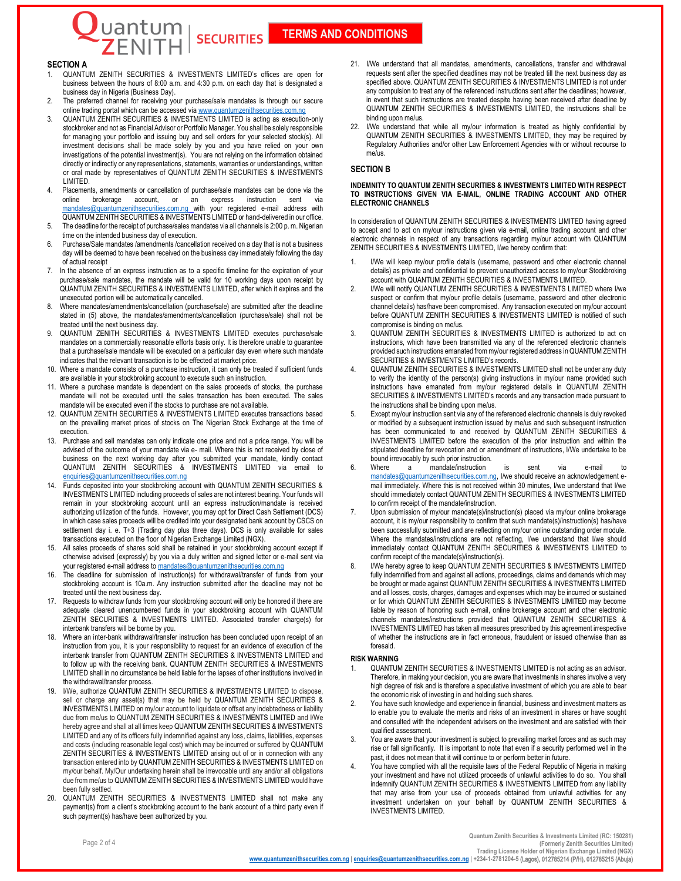# TERMS AND CONDITIONS

## SECTION A

1. QUANTUM ZENITH SECURITIES & INVESTMENTS LIMITED's offices are open for business between the hours of 8:00 a.m. and 4:30 p.m. on each day that is designated a business day in Nigeria (Business Day).
2. The preferred channel for receiving your purchase/sale mandates is through our secure online trading portal which can be accessed via www.quantumzenithsecurities.com.ng
3. QUANTUM ZENITH SECURITIES & INVESTMENTS LIMITED is acting as execution-only stockbroker and not as Financial Advisor or Portfolio Manager. You shall be solely responsible for managing your portfolio and issuing buy and sell orders for your selected stock(s). All investment decisions shall be made solely by you and you have relied on your own investigations of the potential investment(s). You are not relying on the information obtained directly or indirectly or any representations, statements, warranties or understandings, written or oral made by representatives of QUANTUM ZENITH SECURITIES & INVESTMENTS LIMITED.
4. Placements, amendments or cancellation of purchase/sale mandates can be done via the online brokerage account, or an express instruction sent via mandates@quantumzenithsecurities.com.ng with your registered e-mail address with QUANTUM ZENITH SECURITIES & INVESTMENTS LIMITED or hand-delivered in our office.
5. The deadline for the receipt of purchase/sales mandates via all channels is 2:00 p. m. Nigerian time on the intended business day of execution.
6. Purchase/Sale mandates /amendments /cancellation received on a day that is not a business day will be deemed to have been received on the business day immediately following the day of actual receipt
7. In the absence of an express instruction as to a specific timeline for the expiration of your purchase/sale mandates, the mandate will be valid for 10 working days upon receipt by QUANTUM ZENITH SECURITIES & INVESTMENTS LIMITED, after which it expires and the unexecuted portion will be automatically cancelled.
8. Where mandates/amendments/cancellation (purchase/sale) are submitted after the deadline stated in (5) above, the mandates/amendments/cancellation (purchase/sale) shall not be treated until the next business day.
9. QUANTUM ZENITH SECURITIES & INVESTMENTS LIMITED executes purchase/sale mandates on a commercially reasonable efforts basis only. It is therefore unable to guarantee that a purchase/sale mandate will be executed on a particular day even where such mandate indicates that the relevant transaction is to be effected at market price.
10. Where a mandate consists of a purchase instruction, it can only be treated if sufficient funds are available in your stockbroking account to execute such an instruction.
11. Where a purchase mandate is dependent on the sales proceeds of stocks, the purchase mandate will not be executed until the sales transaction has been executed. The sales mandate will be executed even if the stocks to purchase are not available.
12. QUANTUM ZENITH SECURITIES & INVESTMENTS LIMITED executes transactions based on the prevailing market prices of stocks on The Nigerian Stock Exchange at the time of execution.
13. Purchase and sell mandates can only indicate one price and not a price range. You will be advised of the outcome of your mandate via e- mail. Where this is not received by close of business on the next working day after you submitted your mandate, kindly contact QUANTUM ZENITH SECURITIES & INVESTMENTS LIMITED via email to enquiries@quantumzenithsecurities.com.ng
14. Funds deposited into your stockbroking account with QUANTUM ZENITH SECURITIES & INVESTMENTS LIMITED including proceeds of sales are not interest bearing. Your funds will remain in your stockbroking account until an express instruction/mandate is received authorizing utilization of the funds. However, you may opt for Direct Cash Settlement (DCS) in which case sales proceeds will be credited into your designated bank account by CSCS on settlement day i. e. T+3 (Trading day plus three days). DCS is only available for sales transactions executed on the floor of Nigerian Exchange Limited (NGX).
15. All sales proceeds of shares sold shall be retained in your stockbroking account except if otherwise advised (expressly) by you via a duly written and signed letter or e-mail sent via your registered e-mail address to mandates@quantumzenithsecurities.com.ng
16. The deadline for submission of instruction(s) for withdrawal/transfer of funds from your stockbroking account is 10a.m. Any instruction submitted after the deadline may not be treated until the next business day.
17. Requests to withdraw funds from your stockbroking account will only be honored if there are adequate cleared unencumbered funds in your stockbroking account with QUANTUM ZENITH SECURITIES & INVESTMENTS LIMITED. Associated transfer charge(s) for interbank transfers will be borne by you.
18. Where an inter-bank withdrawal/transfer instruction has been concluded upon receipt of an instruction from you, it is your responsibility to request for an evidence of execution of the interbank transfer from QUANTUM ZENITH SECURITIES & INVESTMENTS LIMITED and to follow up with the receiving bank. QUANTUM ZENITH SECURITIES & INVESTMENTS LIMITED shall in no circumstance be held liable for the lapses of other institutions involved in the withdrawal/transfer process.
19. I/We, authorize QUANTUM ZENITH SECURITIES & INVESTMENTS LIMITED to dispose, sell or charge any asset(s) that may be held by QUANTUM ZENITH SECURITIES & INVESTMENTS LIMITED on my/our account to liquidate or offset any indebtedness or liability due from me/us to QUANTUM ZENITH SECURITIES & INVESTMENTS LIMITED and I/We hereby agree and shall at all times keep QUANTUM ZENITH SECURITIES & INVESTMENTS LIMITED and any of its officers fully indemnified against any loss, claims, liabilities, expenses and costs (including reasonable legal cost) which may be incurred or suffered by QUANTUM ZENITH SECURITIES & INVESTMENTS LIMITED arising out of or in connection with any transaction entered into by QUANTUM ZENITH SECURITIES & INVESTMENTS LIMITED on my/our behalf. My/Our undertaking herein shall be irrevocable until any and/or all obligations due from me/us to QUANTUM ZENITH SECURITIES & INVESTMENTS LIMITED would have been fully settled.
20. QUANTUM ZENITH SECURITIES & INVESTMENTS LIMITED shall not make any payment(s) from a client's stockbroking account to the bank account of a third party even if such payment(s) has/have been authorized by you.
21. I/We understand that all mandates, amendments, cancellations, transfer and withdrawal requests sent after the specified deadlines may not be treated till the next business day as specified above. QUANTUM ZENITH SECURITIES & INVESTMENTS LIMITED is not under any compulsion to treat any of the referenced instructions sent after the deadlines; however, in event that such instructions are treated despite having been received after deadline by QUANTUM ZENITH SECURITIES & INVESTMENTS LIMITED, the instructions shall be binding upon me/us.
22. I/We understand that while all my/our information is treated as highly confidential by QUANTUM ZENITH SECURITIES & INVESTMENTS LIMITED, they may be required by Regulatory Authorities and/or other Law Enforcement Agencies with or without recourse to me/us.

## SECTION B

**INDEMNITY TO QUANTUM ZENITH SECURITIES & INVESTMENTS LIMITED WITH RESPECT TO INSTRUCTIONS GIVEN VIA E-MAIL, ONLINE TRADING ACCOUNT AND OTHER ELECTRONIC CHANNELS**

In consideration of QUANTUM ZENITH SECURITIES & INVESTMENTS LIMITED having agreed to accept and to act on my/our instructions given via e-mail, online trading account and other electronic channels in respect of any transactions regarding my/our account with QUANTUM ZENITH SECURITIES & INVESTMENTS LIMITED, I/we hereby confirm that:

1. I/We will keep my/our profile details (username, password and other electronic channel details) as private and confidential to prevent unauthorized access to my/our Stockbroking account with QUANTUM ZENITH SECURITIES & INVESTMENTS LIMITED.
2. I/We will notify QUANTUM ZENITH SECURITIES & INVESTMENTS LIMITED where I/we suspect or confirm that my/our profile details (username, password and other electronic channel details) has/have been compromised. Any transaction executed on my/our account before QUANTUM ZENITH SECURITIES & INVESTMENTS LIMITED is notified of such compromise is binding on me/us.
3. QUANTUM ZENITH SECURITIES & INVESTMENTS LIMITED is authorized to act on instructions, which have been transmitted via any of the referenced electronic channels provided such instructions emanated from my/our registered address in QUANTUM ZENITH SECURITIES & INVESTMENTS LIMITED's records.
4. QUANTUM ZENITH SECURITIES & INVESTMENTS LIMITED shall not be under any duty to verify the identity of the person(s) giving instructions in my/our name provided such instructions have emanated from my/our registered details in QUANTUM ZENITH SECURITIES & INVESTMENTS LIMITED's records and any transaction made pursuant to the instructions shall be binding upon me/us.
5. Except my/our instruction sent via any of the referenced electronic channels is duly revoked or modified by a subsequent instruction issued by me/us and such subsequent instruction has been communicated to and received by QUANTUM ZENITH SECURITIES & INVESTMENTS LIMITED before the execution of the prior instruction and within the stipulated deadline for revocation and amendment of instructions, I/We undertake to be bound irrevocably by such prior instruction.
6. Where a mandate/instruction is sent via e-mail to mandates@quantumzenithsecurities.com.ng, I/we should receive an acknowledgement e-mail immediately. Where this is not received within 30 minutes, I/we understand that I/we should immediately contact QUANTUM ZENITH SECURITIES & INVESTMENTS LIMITED to confirm receipt of the mandate/instruction.
7. Upon submission of my/our mandate(s)/instruction(s) placed via my/our online brokerage account, it is my/our responsibility to confirm that such mandate(s)/instruction(s) has/have been successfully submitted and are reflecting on my/our online outstanding order module. Where the mandates/instructions are not reflecting, I/we understand that I/we should immediately contact QUANTUM ZENITH SECURITIES & INVESTMENTS LIMITED to confirm receipt of the mandate(s)/instruction(s).
8. I/We hereby agree to keep QUANTUM ZENITH SECURITIES & INVESTMENTS LIMITED fully indemnified from and against all actions, proceedings, claims and demands which may be brought or made against QUANTUM ZENITH SECURITIES & INVESTMENTS LIMITED and all losses, costs, charges, damages and expenses which may be incurred or sustained or for which QUANTUM ZENITH SECURITIES & INVESTMENTS LIMITED may become liable by reason of honoring such e-mail, online brokerage account and other electronic channels mandates/instructions provided that QUANTUM ZENITH SECURITIES & INVESTMENTS LIMITED has taken all measures prescribed by this agreement irrespective of whether the instructions are in fact erroneous, fraudulent or issued otherwise than as foresaid.

### RISK WARNING

1. QUANTUM ZENITH SECURITIES & INVESTMENTS LIMITED is not acting as an advisor. Therefore, in making your decision, you are aware that investments in shares involve a very high degree of risk and is therefore a speculative investment of which you are able to bear the economic risk of investing in and holding such shares.
2. You have such knowledge and experience in financial, business and investment matters as to enable you to evaluate the merits and risks of an investment in shares or have sought and consulted with the independent advisers on the investment and are satisfied with their qualified assessment.
3. You are aware that your investment is subject to prevailing market forces and as such may rise or fall significantly. It is important to note that even if a security performed well in the past, it does not mean that it will continue to or perform better in future.
4. You have complied with all the requisite laws of the Federal Republic of Nigeria in making your investment and have not utilized proceeds of unlawful activities to do so. You shall indemnify QUANTUM ZENITH SECURITIES & INVESTMENTS LIMITED from any liability that may arise from your use of proceeds obtained from unlawful activities for any investment undertaken on your behalf by QUANTUM ZENITH SECURITIES & INVESTMENTS LIMITED.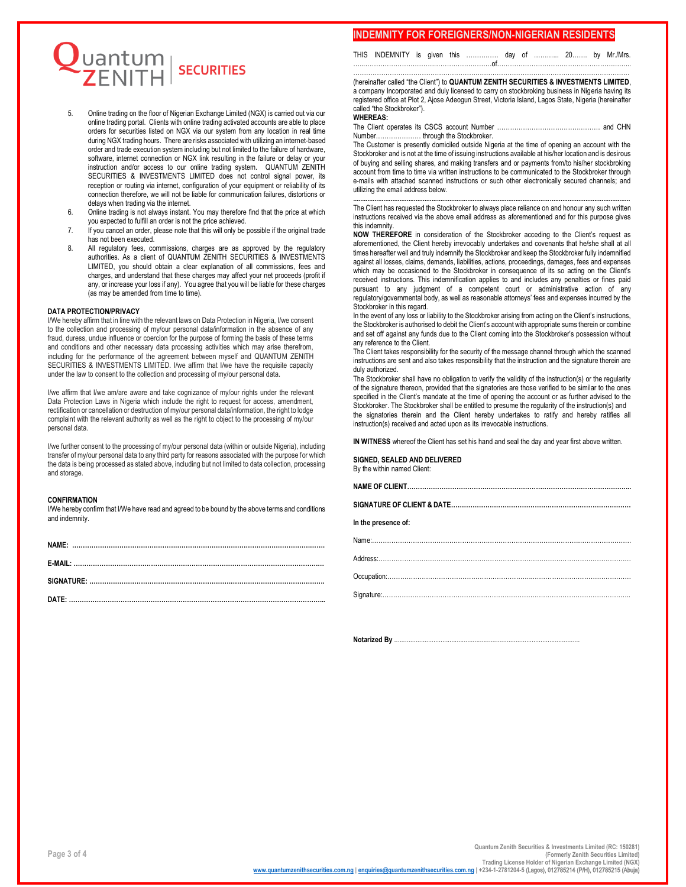5. Online trading on the floor of Nigerian Exchange Limited (NGX) is carried out via our online trading portal. Clients with online trading activated accounts are able to place orders for securities listed on NGX via our system from any location in real time during NGX trading hours. There are risks associated with utilizing an internet-based order and trade execution system including but not limited to the failure of hardware, software, internet connection or NGX link resulting in the failure or delay or your instruction and/or access to our online trading system. QUANTUM ZENITH SECURITIES & INVESTMENTS LIMITED does not control signal power, its reception or routing via internet, configuration of your equipment or reliability of its connection therefore, we will not be liable for communication failures, distortions or delays when trading via the internet.
6. Online trading is not always instant. You may therefore find that the price at which you expected to fulfill an order is not the price achieved.
7. If you cancel an order, please note that this will only be possible if the original trade has not been executed.
8. All regulatory fees, commissions, charges are as approved by the regulatory authorities. As a client of QUANTUM ZENITH SECURITIES & INVESTMENTS LIMITED, you should obtain a clear explanation of all commissions, fees and charges, and understand that these charges may affect your net proceeds (profit if any, or increase your loss if any). You agree that you will be liable for these charges (as may be amended from time to time).

**DATA PROTECTION/PRIVACY**

I/We hereby affirm that in line with the relevant laws on Data Protection in Nigeria, I/we consent to the collection and processing of my/our personal data/information in the absence of any fraud, duress, undue influence or coercion for the purpose of forming the basis of these terms and conditions and other necessary data processing activities which may arise therefrom, including for the performance of the agreement between myself and QUANTUM ZENITH SECURITIES & INVESTMENTS LIMITED. I/we affirm that I/we have the requisite capacity under the law to consent to the collection and processing of my/our personal data.

I/we affirm that I/we am/are aware and take cognizance of my/our rights under the relevant Data Protection Laws in Nigeria which include the right to request for access, amendment, rectification or cancellation or destruction of my/our personal data/information, the right to lodge complaint with the relevant authority as well as the right to object to the processing of my/our personal data.

I/we further consent to the processing of my/our personal data (within or outside Nigeria), including transfer of my/our personal data to any third party for reasons associated with the purpose for which the data is being processed as stated above, including but not limited to data collection, processing and storage.

**CONFIRMATION**

I/We hereby confirm that I/We have read and agreed to be bound by the above terms and conditions and indemnity.

**NAME:** ……………………………………………………………………

**E-MAIL:** ……………………………………………………………………

**SIGNATURE:** ……………………………………………………………

**DATE:** ……………………………………………………………………

## INDEMNITY FOR FOREIGNERS/NON-NIGERIAN RESIDENTS

THIS INDEMNITY is given this …………… day of ……….. 20……. by Mr./Mrs. ……………………………………………of…………………………………………………
……………………………………………………………………………………………
(hereinafter called "the Client") to **QUANTUM ZENITH SECURITIES & INVESTMENTS LIMITED**, a company Incorporated and duly licensed to carry on stockbroking business in Nigeria having its registered office at Plot 2, Ajose Adeogun Street, Victoria Island, Lagos State, Nigeria (hereinafter called "the Stockbroker").

**WHEREAS:**

The Client operates its CSCS account Number ………………………………………… and CHN Number………………… through the Stockbroker.

The Customer is presently domiciled outside Nigeria at the time of opening an account with the Stockbroker and is not at the time of issuing instructions available at his/her location and is desirous of buying and selling shares, and making transfers and or payments from/to his/her stockbroking account from time to time via written instructions to be communicated to the Stockbroker through e-mails with attached scanned instructions or such other electronically secured channels; and utilizing the email address below.

……………………………………………………………………………………………

The Client has requested the Stockbroker to always place reliance on and honour any such written instructions received via the above email address as aforementioned and for this purpose gives this indemnity.

**NOW THEREFORE** in consideration of the Stockbroker acceding to the Client's request as aforementioned, the Client hereby irrevocably undertakes and covenants that he/she shall at all times hereafter well and truly indemnify the Stockbroker and keep the Stockbroker fully indemnified against all losses, claims, demands, liabilities, actions, proceedings, damages, fees and expenses which may be occasioned to the Stockbroker in consequence of its so acting on the Client's received instructions. This indemnification applies to and includes any penalties or fines paid pursuant to any judgment of a competent court or administrative action of any regulatory/governmental body, as well as reasonable attorneys' fees and expenses incurred by the Stockbroker in this regard.

In the event of any loss or liability to the Stockbroker arising from acting on the Client's instructions, the Stockbroker is authorised to debit the Client's account with appropriate sums therein or combine and set off against any funds due to the Client coming into the Stockbroker's possession without any reference to the Client.

The Client takes responsibility for the security of the message channel through which the scanned instructions are sent and also takes responsibility that the instruction and the signature therein are duly authorized.

The Stockbroker shall have no obligation to verify the validity of the instruction(s) or the regularity of the signature thereon, provided that the signatories are those verified to be similar to the ones specified in the Client's mandate at the time of opening the account or as further advised to the Stockbroker. The Stockbroker shall be entitled to presume the regularity of the instruction(s) and the signatories therein and the Client hereby undertakes to ratify and hereby ratifies all instruction(s) received and acted upon as its irrevocable instructions.

**IN WITNESS** whereof the Client has set his hand and seal the day and year first above written.

**SIGNED, SEALED AND DELIVERED**
By the within named Client:

**NAME OF CLIENT**……………………………………………………………………

**SIGNATURE OF CLIENT & DATE**………………………………………………………

**In the presence of:**

Name:……………………………………………………………………………

Address:…………………………………………………………………………

Occupation:……………………………………………………………………

Signature:………………………………………………………………………

**Notarized By** ……………………………………………………………

Quantum Zenith Securities & Investments Limited (RC: 150281)
(Formerly Zenith Securities Limited)
Trading License Holder of Nigerian Exchange Limited (NGX)
www.quantumzenithsecurities.com.ng | enquiries@quantumzenithsecurities.com.ng | +234-1-2781204-5 (Lagos), 012785214 (P/H), 012785215 (Abuja)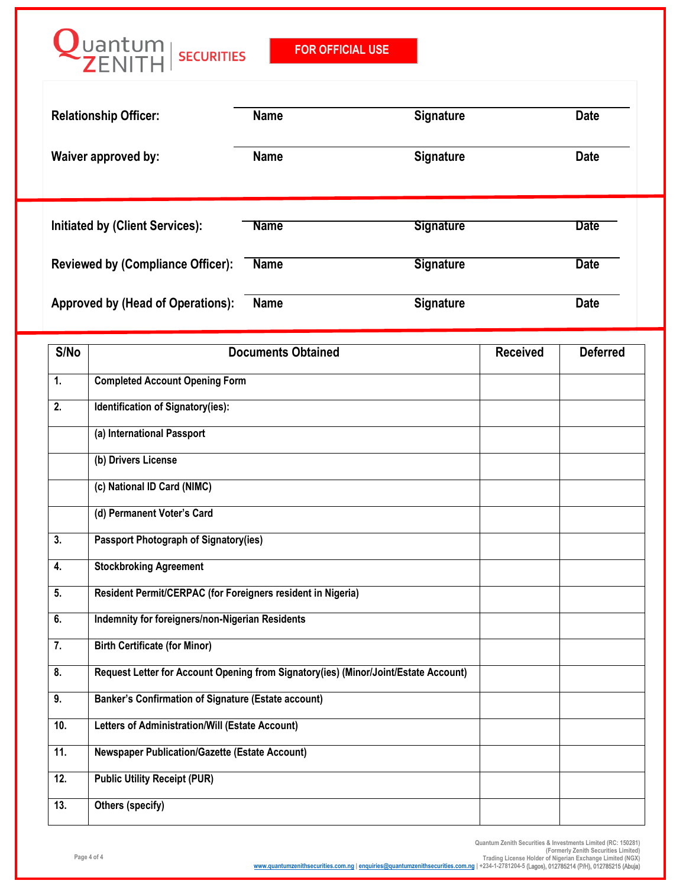Quantum ZENITH | SECURITIES

**FOR OFFICIAL USE**

| | | | |
|---|---|---|---|
| **Relationship Officer:** | **Name** | **Signature** | **Date** |
| **Waiver approved by:** | **Name** | **Signature** | **Date** |

| | | | |
|---|---|---|---|
| **Initiated by (Client Services):** | **Name** | **Signature** | **Date** |
| **Reviewed by (Compliance Officer):** | **Name** | **Signature** | **Date** |
| **Approved by (Head of Operations):** | **Name** | **Signature** | **Date** |

| S/No | Documents Obtained | Received | Deferred |
|---|---|---|---|
| 1. | Completed Account Opening Form | | |
| 2. | Identification of Signatory(ies): | | |
| | (a) International Passport | | |
| | (b) Drivers License | | |
| | (c) National ID Card (NIMC) | | |
| | (d) Permanent Voter's Card | | |
| 3. | Passport Photograph of Signatory(ies) | | |
| 4. | Stockbroking Agreement | | |
| 5. | Resident Permit/CERPAC (for Foreigners resident in Nigeria) | | |
| 6. | Indemnity for foreigners/non-Nigerian Residents | | |
| 7. | Birth Certificate (for Minor) | | |
| 8. | Request Letter for Account Opening from Signatory(ies) (Minor/Joint/Estate Account) | | |
| 9. | Banker's Confirmation of Signature (Estate account) | | |
| 10. | Letters of Administration/Will (Estate Account) | | |
| 11. | Newspaper Publication/Gazette (Estate Account) | | |
| 12. | Public Utility Receipt (PUR) | | |
| 13. | Others (specify) | | |

Quantum Zenith Securities & Investments Limited (RC: 150281)
(Formerly Zenith Securities Limited)
Trading License Holder of Nigerian Exchange Limited (NGX)
www.quantumzenithsecurities.com.ng | enquiries@quantumzenithsecurities.com.ng | +234-1-2781204-5 (Lagos), 012785214 (P/H), 012785215 (Abuja)